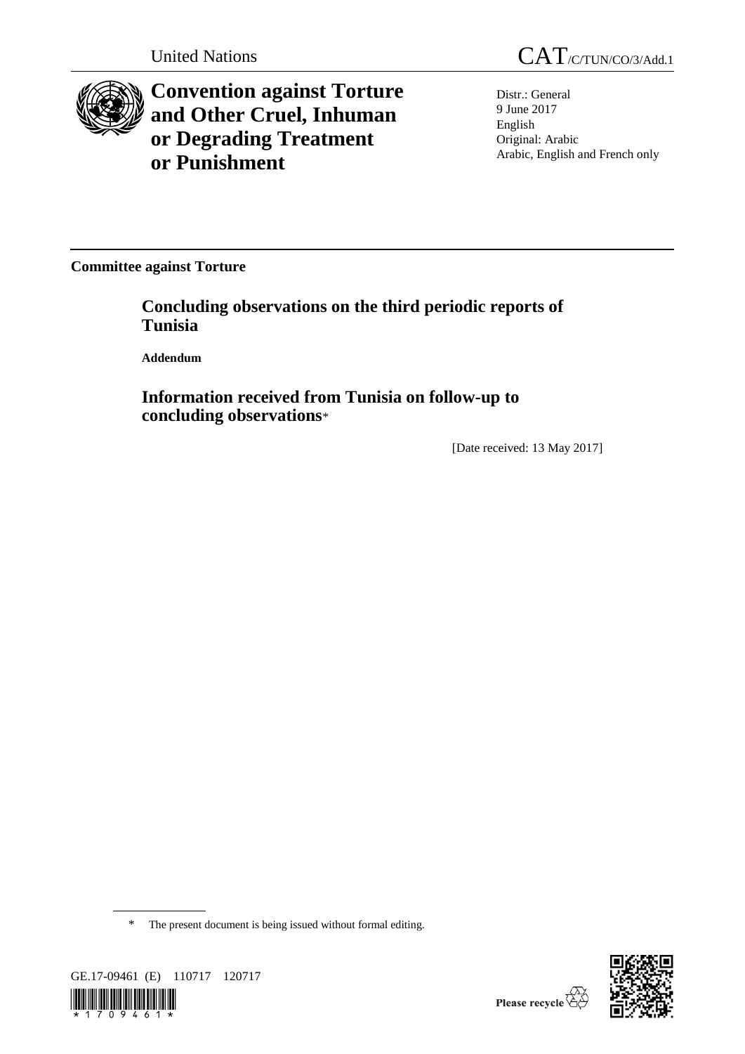United Nations

CAT/C/TUN/CO/3/Add.1

# Convention against Torture and Other Cruel, Inhuman or Degrading Treatment or Punishment

Distr.: General
9 June 2017
English
Original: Arabic
Arabic, English and French only

**Committee against Torture**

## Concluding observations on the third periodic reports of Tunisia

**Addendum**

## Information received from Tunisia on follow-up to concluding observations*

[Date received: 13 May 2017]

\* The present document is being issued without formal editing.

GE.17-09461 (E) 110717 120717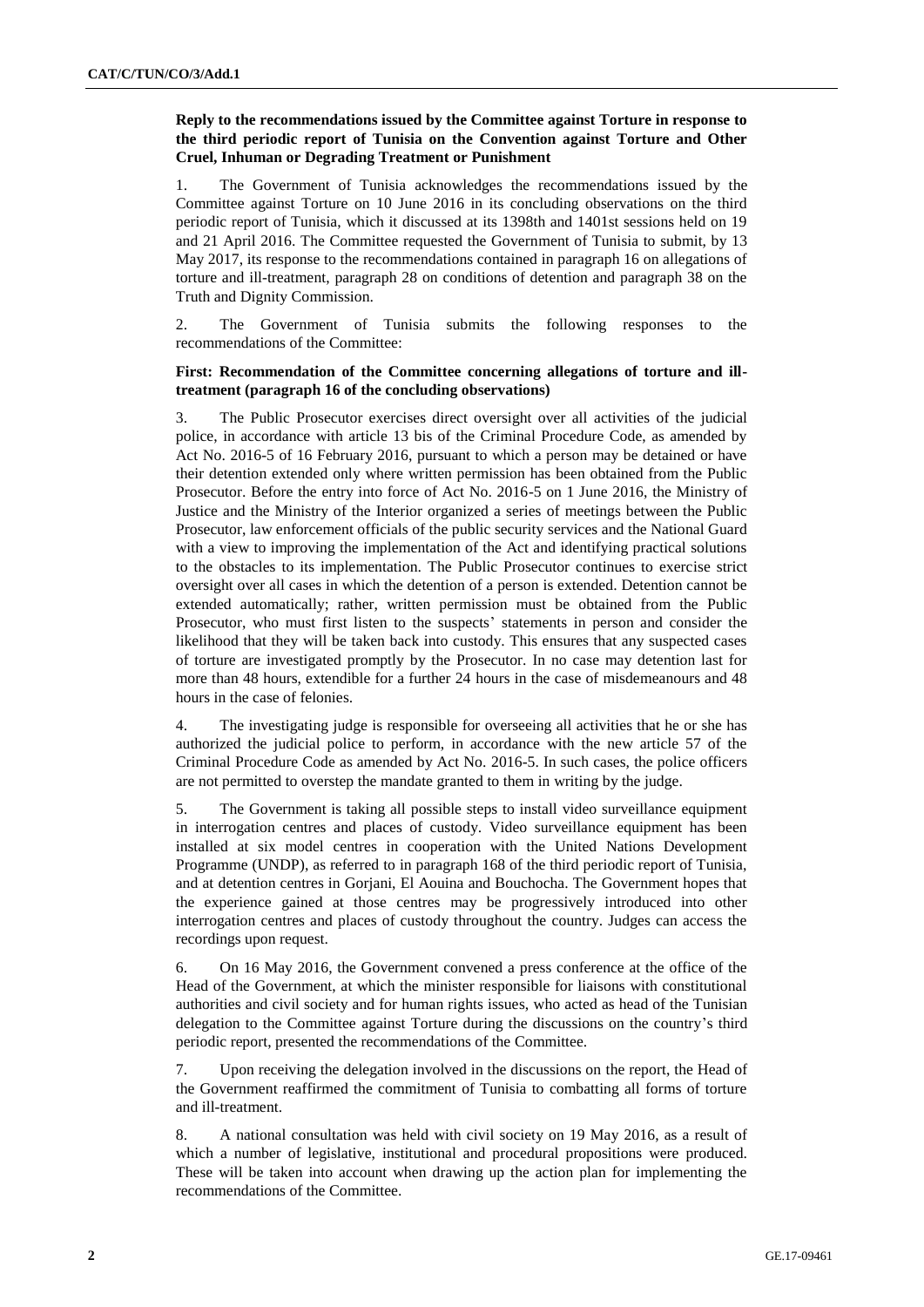**Reply to the recommendations issued by the Committee against Torture in response to the third periodic report of Tunisia on the Convention against Torture and Other Cruel, Inhuman or Degrading Treatment or Punishment**

1. The Government of Tunisia acknowledges the recommendations issued by the Committee against Torture on 10 June 2016 in its concluding observations on the third periodic report of Tunisia, which it discussed at its 1398th and 1401st sessions held on 19 and 21 April 2016. The Committee requested the Government of Tunisia to submit, by 13 May 2017, its response to the recommendations contained in paragraph 16 on allegations of torture and ill-treatment, paragraph 28 on conditions of detention and paragraph 38 on the Truth and Dignity Commission.

2. The Government of Tunisia submits the following responses to the recommendations of the Committee:

**First: Recommendation of the Committee concerning allegations of torture and ill-treatment (paragraph 16 of the concluding observations)**

3. The Public Prosecutor exercises direct oversight over all activities of the judicial police, in accordance with article 13 bis of the Criminal Procedure Code, as amended by Act No. 2016-5 of 16 February 2016, pursuant to which a person may be detained or have their detention extended only where written permission has been obtained from the Public Prosecutor. Before the entry into force of Act No. 2016-5 on 1 June 2016, the Ministry of Justice and the Ministry of the Interior organized a series of meetings between the Public Prosecutor, law enforcement officials of the public security services and the National Guard with a view to improving the implementation of the Act and identifying practical solutions to the obstacles to its implementation. The Public Prosecutor continues to exercise strict oversight over all cases in which the detention of a person is extended. Detention cannot be extended automatically; rather, written permission must be obtained from the Public Prosecutor, who must first listen to the suspects' statements in person and consider the likelihood that they will be taken back into custody. This ensures that any suspected cases of torture are investigated promptly by the Prosecutor. In no case may detention last for more than 48 hours, extendible for a further 24 hours in the case of misdemeanours and 48 hours in the case of felonies.

4. The investigating judge is responsible for overseeing all activities that he or she has authorized the judicial police to perform, in accordance with the new article 57 of the Criminal Procedure Code as amended by Act No. 2016-5. In such cases, the police officers are not permitted to overstep the mandate granted to them in writing by the judge.

5. The Government is taking all possible steps to install video surveillance equipment in interrogation centres and places of custody. Video surveillance equipment has been installed at six model centres in cooperation with the United Nations Development Programme (UNDP), as referred to in paragraph 168 of the third periodic report of Tunisia, and at detention centres in Gorjani, El Aouina and Bouchocha. The Government hopes that the experience gained at those centres may be progressively introduced into other interrogation centres and places of custody throughout the country. Judges can access the recordings upon request.

6. On 16 May 2016, the Government convened a press conference at the office of the Head of the Government, at which the minister responsible for liaisons with constitutional authorities and civil society and for human rights issues, who acted as head of the Tunisian delegation to the Committee against Torture during the discussions on the country's third periodic report, presented the recommendations of the Committee.

7. Upon receiving the delegation involved in the discussions on the report, the Head of the Government reaffirmed the commitment of Tunisia to combatting all forms of torture and ill-treatment.

8. A national consultation was held with civil society on 19 May 2016, as a result of which a number of legislative, institutional and procedural propositions were produced. These will be taken into account when drawing up the action plan for implementing the recommendations of the Committee.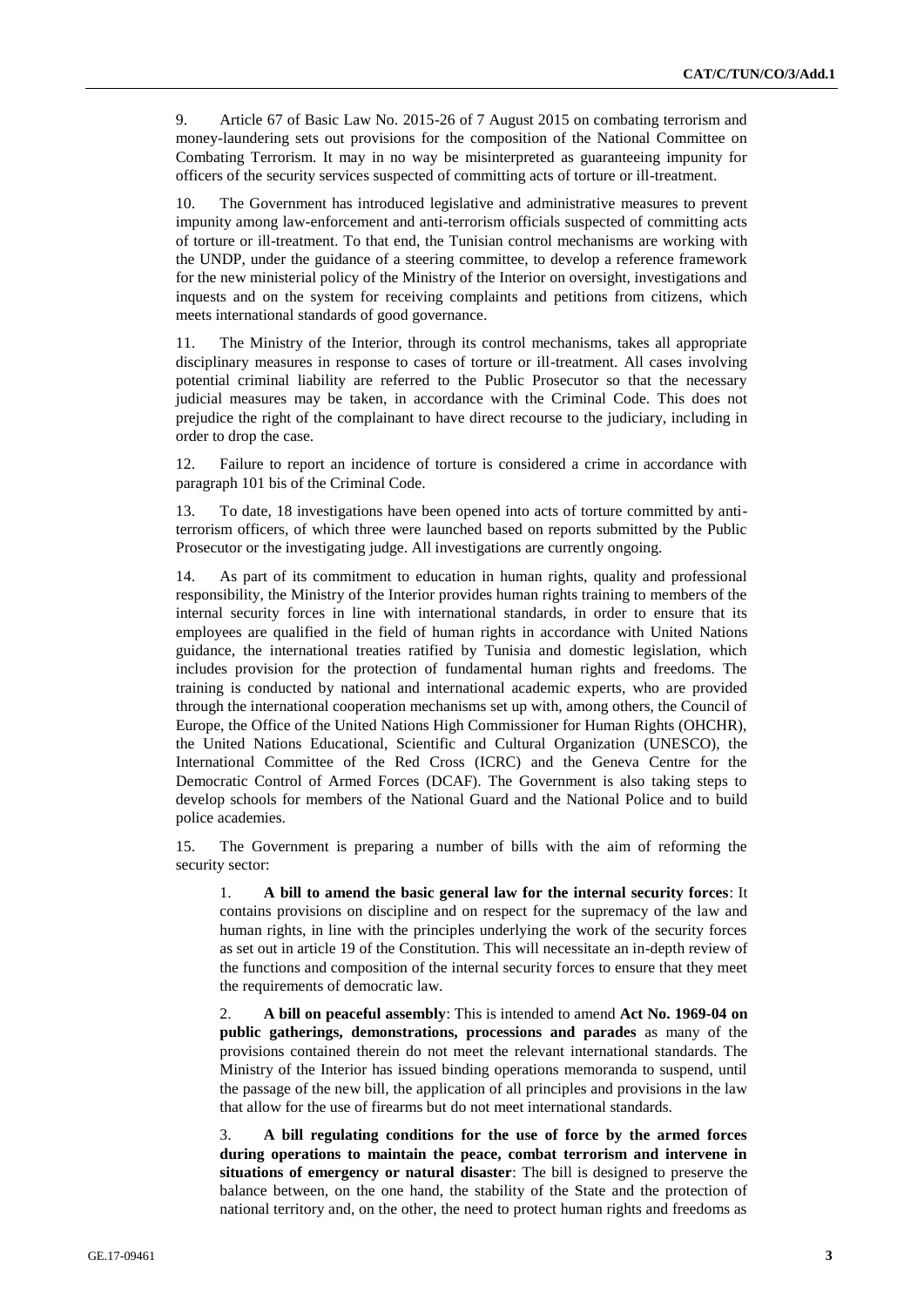9. Article 67 of Basic Law No. 2015-26 of 7 August 2015 on combating terrorism and money-laundering sets out provisions for the composition of the National Committee on Combating Terrorism. It may in no way be misinterpreted as guaranteeing impunity for officers of the security services suspected of committing acts of torture or ill-treatment.

10. The Government has introduced legislative and administrative measures to prevent impunity among law-enforcement and anti-terrorism officials suspected of committing acts of torture or ill-treatment. To that end, the Tunisian control mechanisms are working with the UNDP, under the guidance of a steering committee, to develop a reference framework for the new ministerial policy of the Ministry of the Interior on oversight, investigations and inquests and on the system for receiving complaints and petitions from citizens, which meets international standards of good governance.

11. The Ministry of the Interior, through its control mechanisms, takes all appropriate disciplinary measures in response to cases of torture or ill-treatment. All cases involving potential criminal liability are referred to the Public Prosecutor so that the necessary judicial measures may be taken, in accordance with the Criminal Code. This does not prejudice the right of the complainant to have direct recourse to the judiciary, including in order to drop the case.

12. Failure to report an incidence of torture is considered a crime in accordance with paragraph 101 bis of the Criminal Code.

13. To date, 18 investigations have been opened into acts of torture committed by anti-terrorism officers, of which three were launched based on reports submitted by the Public Prosecutor or the investigating judge. All investigations are currently ongoing.

14. As part of its commitment to education in human rights, quality and professional responsibility, the Ministry of the Interior provides human rights training to members of the internal security forces in line with international standards, in order to ensure that its employees are qualified in the field of human rights in accordance with United Nations guidance, the international treaties ratified by Tunisia and domestic legislation, which includes provision for the protection of fundamental human rights and freedoms. The training is conducted by national and international academic experts, who are provided through the international cooperation mechanisms set up with, among others, the Council of Europe, the Office of the United Nations High Commissioner for Human Rights (OHCHR), the United Nations Educational, Scientific and Cultural Organization (UNESCO), the International Committee of the Red Cross (ICRC) and the Geneva Centre for the Democratic Control of Armed Forces (DCAF). The Government is also taking steps to develop schools for members of the National Guard and the National Police and to build police academies.

15. The Government is preparing a number of bills with the aim of reforming the security sector:

1. **A bill to amend the basic general law for the internal security forces**: It contains provisions on discipline and on respect for the supremacy of the law and human rights, in line with the principles underlying the work of the security forces as set out in article 19 of the Constitution. This will necessitate an in-depth review of the functions and composition of the internal security forces to ensure that they meet the requirements of democratic law.

2. **A bill on peaceful assembly**: This is intended to amend **Act No. 1969-04 on public gatherings, demonstrations, processions and parades** as many of the provisions contained therein do not meet the relevant international standards. The Ministry of the Interior has issued binding operations memoranda to suspend, until the passage of the new bill, the application of all principles and provisions in the law that allow for the use of firearms but do not meet international standards.

3. **A bill regulating conditions for the use of force by the armed forces during operations to maintain the peace, combat terrorism and intervene in situations of emergency or natural disaster**: The bill is designed to preserve the balance between, on the one hand, the stability of the State and the protection of national territory and, on the other, the need to protect human rights and freedoms as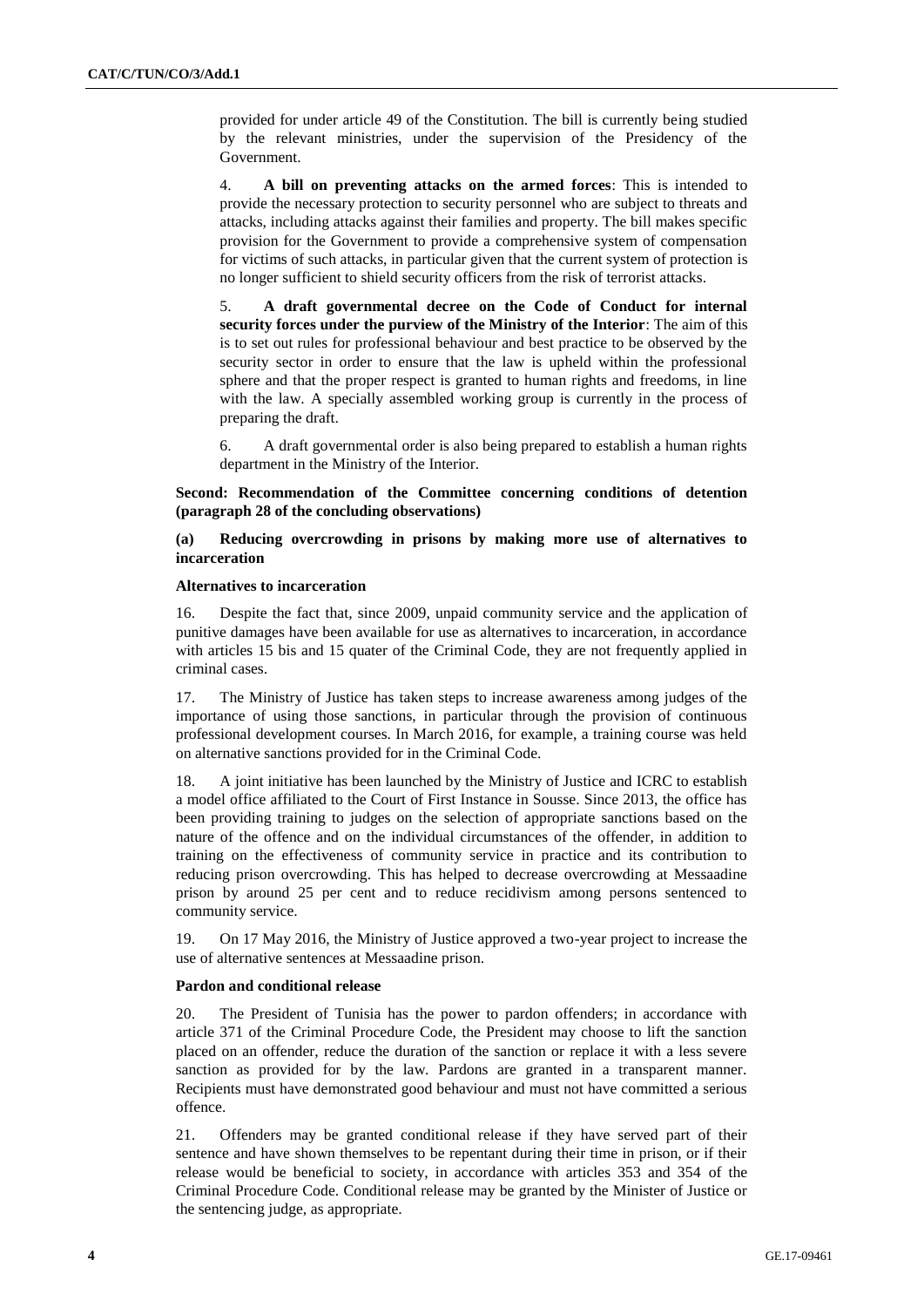provided for under article 49 of the Constitution. The bill is currently being studied by the relevant ministries, under the supervision of the Presidency of the Government.

4. **A bill on preventing attacks on the armed forces**: This is intended to provide the necessary protection to security personnel who are subject to threats and attacks, including attacks against their families and property. The bill makes specific provision for the Government to provide a comprehensive system of compensation for victims of such attacks, in particular given that the current system of protection is no longer sufficient to shield security officers from the risk of terrorist attacks.

5. **A draft governmental decree on the Code of Conduct for internal security forces under the purview of the Ministry of the Interior**: The aim of this is to set out rules for professional behaviour and best practice to be observed by the security sector in order to ensure that the law is upheld within the professional sphere and that the proper respect is granted to human rights and freedoms, in line with the law. A specially assembled working group is currently in the process of preparing the draft.

6. A draft governmental order is also being prepared to establish a human rights department in the Ministry of the Interior.

**Second: Recommendation of the Committee concerning conditions of detention (paragraph 28 of the concluding observations)**

**(a) Reducing overcrowding in prisons by making more use of alternatives to incarceration**

**Alternatives to incarceration**

16. Despite the fact that, since 2009, unpaid community service and the application of punitive damages have been available for use as alternatives to incarceration, in accordance with articles 15 bis and 15 quater of the Criminal Code, they are not frequently applied in criminal cases.

17. The Ministry of Justice has taken steps to increase awareness among judges of the importance of using those sanctions, in particular through the provision of continuous professional development courses. In March 2016, for example, a training course was held on alternative sanctions provided for in the Criminal Code.

18. A joint initiative has been launched by the Ministry of Justice and ICRC to establish a model office affiliated to the Court of First Instance in Sousse. Since 2013, the office has been providing training to judges on the selection of appropriate sanctions based on the nature of the offence and on the individual circumstances of the offender, in addition to training on the effectiveness of community service in practice and its contribution to reducing prison overcrowding. This has helped to decrease overcrowding at Messaadine prison by around 25 per cent and to reduce recidivism among persons sentenced to community service.

19. On 17 May 2016, the Ministry of Justice approved a two-year project to increase the use of alternative sentences at Messaadine prison.

**Pardon and conditional release**

20. The President of Tunisia has the power to pardon offenders; in accordance with article 371 of the Criminal Procedure Code, the President may choose to lift the sanction placed on an offender, reduce the duration of the sanction or replace it with a less severe sanction as provided for by the law. Pardons are granted in a transparent manner. Recipients must have demonstrated good behaviour and must not have committed a serious offence.

21. Offenders may be granted conditional release if they have served part of their sentence and have shown themselves to be repentant during their time in prison, or if their release would be beneficial to society, in accordance with articles 353 and 354 of the Criminal Procedure Code. Conditional release may be granted by the Minister of Justice or the sentencing judge, as appropriate.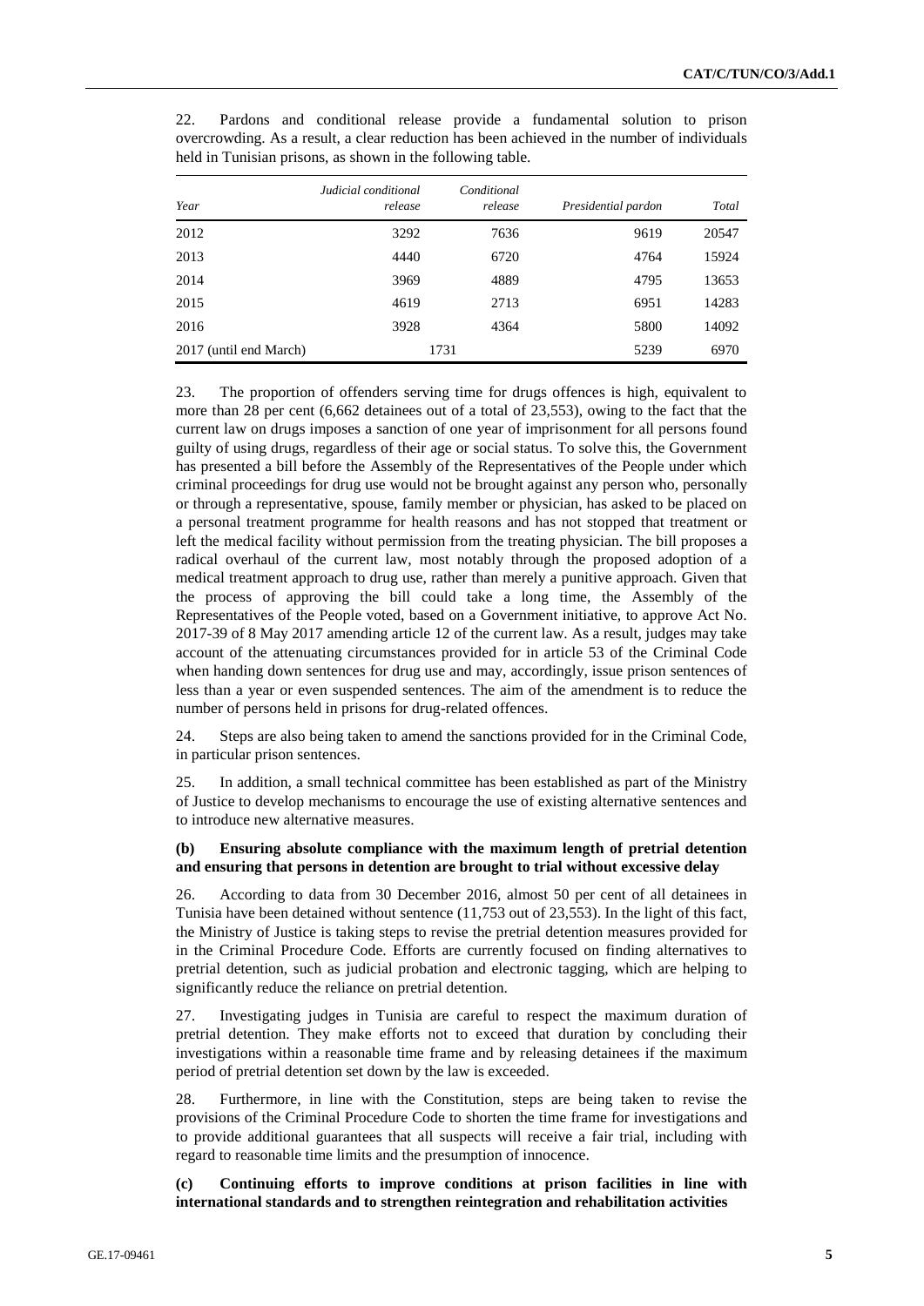22. Pardons and conditional release provide a fundamental solution to prison overcrowding. As a result, a clear reduction has been achieved in the number of individuals held in Tunisian prisons, as shown in the following table.

| *Year* | *Judicial conditional release* | *Conditional release* | *Presidential pardon* | *Total* |
|---|---|---|---|---|
| 2012 | 3292 | 7636 | 9619 | 20547 |
| 2013 | 4440 | 6720 | 4764 | 15924 |
| 2014 | 3969 | 4889 | 4795 | 13653 |
| 2015 | 4619 | 2713 | 6951 | 14283 |
| 2016 | 3928 | 4364 | 5800 | 14092 |
| 2017 (until end March) | 1731 | | 5239 | 6970 |

23. The proportion of offenders serving time for drugs offences is high, equivalent to more than 28 per cent (6,662 detainees out of a total of 23,553), owing to the fact that the current law on drugs imposes a sanction of one year of imprisonment for all persons found guilty of using drugs, regardless of their age or social status. To solve this, the Government has presented a bill before the Assembly of the Representatives of the People under which criminal proceedings for drug use would not be brought against any person who, personally or through a representative, spouse, family member or physician, has asked to be placed on a personal treatment programme for health reasons and has not stopped that treatment or left the medical facility without permission from the treating physician. The bill proposes a radical overhaul of the current law, most notably through the proposed adoption of a medical treatment approach to drug use, rather than merely a punitive approach. Given that the process of approving the bill could take a long time, the Assembly of the Representatives of the People voted, based on a Government initiative, to approve Act No. 2017-39 of 8 May 2017 amending article 12 of the current law. As a result, judges may take account of the attenuating circumstances provided for in article 53 of the Criminal Code when handing down sentences for drug use and may, accordingly, issue prison sentences of less than a year or even suspended sentences. The aim of the amendment is to reduce the number of persons held in prisons for drug-related offences.

24. Steps are also being taken to amend the sanctions provided for in the Criminal Code, in particular prison sentences.

25. In addition, a small technical committee has been established as part of the Ministry of Justice to develop mechanisms to encourage the use of existing alternative sentences and to introduce new alternative measures.

**(b) Ensuring absolute compliance with the maximum length of pretrial detention and ensuring that persons in detention are brought to trial without excessive delay**

26. According to data from 30 December 2016, almost 50 per cent of all detainees in Tunisia have been detained without sentence (11,753 out of 23,553). In the light of this fact, the Ministry of Justice is taking steps to revise the pretrial detention measures provided for in the Criminal Procedure Code. Efforts are currently focused on finding alternatives to pretrial detention, such as judicial probation and electronic tagging, which are helping to significantly reduce the reliance on pretrial detention.

27. Investigating judges in Tunisia are careful to respect the maximum duration of pretrial detention. They make efforts not to exceed that duration by concluding their investigations within a reasonable time frame and by releasing detainees if the maximum period of pretrial detention set down by the law is exceeded.

28. Furthermore, in line with the Constitution, steps are being taken to revise the provisions of the Criminal Procedure Code to shorten the time frame for investigations and to provide additional guarantees that all suspects will receive a fair trial, including with regard to reasonable time limits and the presumption of innocence.

**(c) Continuing efforts to improve conditions at prison facilities in line with international standards and to strengthen reintegration and rehabilitation activities**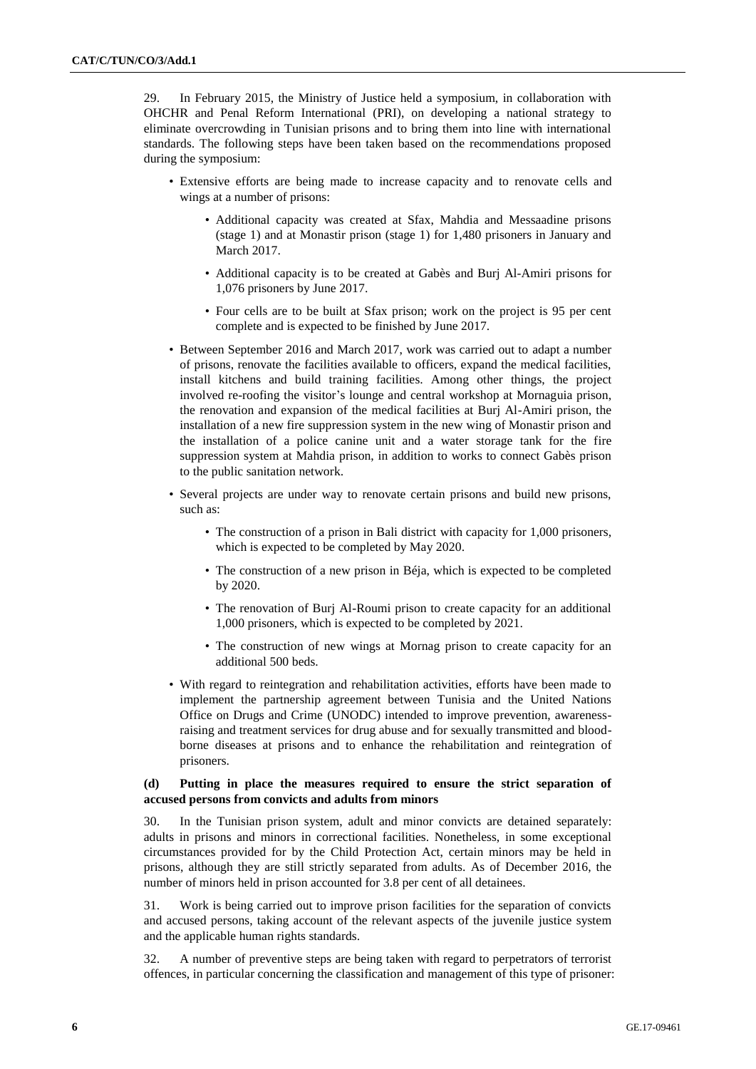29. In February 2015, the Ministry of Justice held a symposium, in collaboration with OHCHR and Penal Reform International (PRI), on developing a national strategy to eliminate overcrowding in Tunisian prisons and to bring them into line with international standards. The following steps have been taken based on the recommendations proposed during the symposium:

- Extensive efforts are being made to increase capacity and to renovate cells and wings at a number of prisons:
  - Additional capacity was created at Sfax, Mahdia and Messaadine prisons (stage 1) and at Monastir prison (stage 1) for 1,480 prisoners in January and March 2017.
  - Additional capacity is to be created at Gabès and Burj Al-Amiri prisons for 1,076 prisoners by June 2017.
  - Four cells are to be built at Sfax prison; work on the project is 95 per cent complete and is expected to be finished by June 2017.
- Between September 2016 and March 2017, work was carried out to adapt a number of prisons, renovate the facilities available to officers, expand the medical facilities, install kitchens and build training facilities. Among other things, the project involved re-roofing the visitor's lounge and central workshop at Mornaguia prison, the renovation and expansion of the medical facilities at Burj Al-Amiri prison, the installation of a new fire suppression system in the new wing of Monastir prison and the installation of a police canine unit and a water storage tank for the fire suppression system at Mahdia prison, in addition to works to connect Gabès prison to the public sanitation network.
- Several projects are under way to renovate certain prisons and build new prisons, such as:
  - The construction of a prison in Bali district with capacity for 1,000 prisoners, which is expected to be completed by May 2020.
  - The construction of a new prison in Béja, which is expected to be completed by 2020.
  - The renovation of Burj Al-Roumi prison to create capacity for an additional 1,000 prisoners, which is expected to be completed by 2021.
  - The construction of new wings at Mornag prison to create capacity for an additional 500 beds.
- With regard to reintegration and rehabilitation activities, efforts have been made to implement the partnership agreement between Tunisia and the United Nations Office on Drugs and Crime (UNODC) intended to improve prevention, awareness-raising and treatment services for drug abuse and for sexually transmitted and blood-borne diseases at prisons and to enhance the rehabilitation and reintegration of prisoners.

**(d) Putting in place the measures required to ensure the strict separation of accused persons from convicts and adults from minors**

30. In the Tunisian prison system, adult and minor convicts are detained separately: adults in prisons and minors in correctional facilities. Nonetheless, in some exceptional circumstances provided for by the Child Protection Act, certain minors may be held in prisons, although they are still strictly separated from adults. As of December 2016, the number of minors held in prison accounted for 3.8 per cent of all detainees.

31. Work is being carried out to improve prison facilities for the separation of convicts and accused persons, taking account of the relevant aspects of the juvenile justice system and the applicable human rights standards.

32. A number of preventive steps are being taken with regard to perpetrators of terrorist offences, in particular concerning the classification and management of this type of prisoner: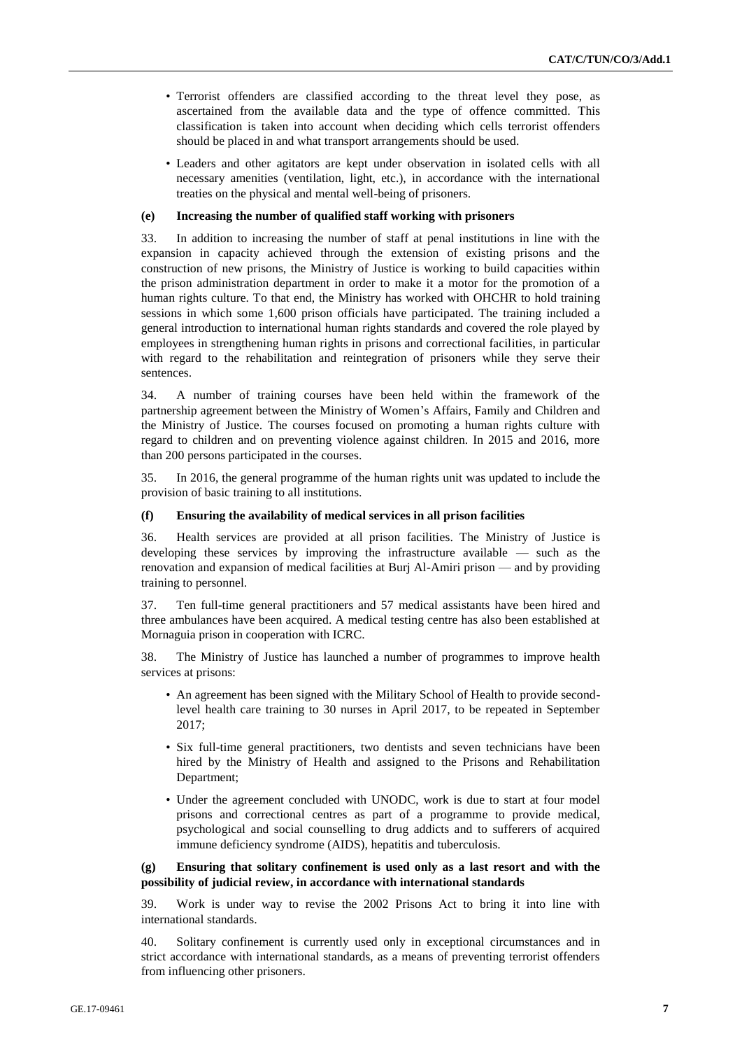- Terrorist offenders are classified according to the threat level they pose, as ascertained from the available data and the type of offence committed. This classification is taken into account when deciding which cells terrorist offenders should be placed in and what transport arrangements should be used.
- Leaders and other agitators are kept under observation in isolated cells with all necessary amenities (ventilation, light, etc.), in accordance with the international treaties on the physical and mental well-being of prisoners.

#### (e) Increasing the number of qualified staff working with prisoners

33. In addition to increasing the number of staff at penal institutions in line with the expansion in capacity achieved through the extension of existing prisons and the construction of new prisons, the Ministry of Justice is working to build capacities within the prison administration department in order to make it a motor for the promotion of a human rights culture. To that end, the Ministry has worked with OHCHR to hold training sessions in which some 1,600 prison officials have participated. The training included a general introduction to international human rights standards and covered the role played by employees in strengthening human rights in prisons and correctional facilities, in particular with regard to the rehabilitation and reintegration of prisoners while they serve their sentences.

34. A number of training courses have been held within the framework of the partnership agreement between the Ministry of Women's Affairs, Family and Children and the Ministry of Justice. The courses focused on promoting a human rights culture with regard to children and on preventing violence against children. In 2015 and 2016, more than 200 persons participated in the courses.

35. In 2016, the general programme of the human rights unit was updated to include the provision of basic training to all institutions.

#### (f) Ensuring the availability of medical services in all prison facilities

36. Health services are provided at all prison facilities. The Ministry of Justice is developing these services by improving the infrastructure available — such as the renovation and expansion of medical facilities at Burj Al-Amiri prison — and by providing training to personnel.

37. Ten full-time general practitioners and 57 medical assistants have been hired and three ambulances have been acquired. A medical testing centre has also been established at Mornaguia prison in cooperation with ICRC.

38. The Ministry of Justice has launched a number of programmes to improve health services at prisons:

- An agreement has been signed with the Military School of Health to provide second-level health care training to 30 nurses in April 2017, to be repeated in September 2017;
- Six full-time general practitioners, two dentists and seven technicians have been hired by the Ministry of Health and assigned to the Prisons and Rehabilitation Department;
- Under the agreement concluded with UNODC, work is due to start at four model prisons and correctional centres as part of a programme to provide medical, psychological and social counselling to drug addicts and to sufferers of acquired immune deficiency syndrome (AIDS), hepatitis and tuberculosis.

#### (g) Ensuring that solitary confinement is used only as a last resort and with the possibility of judicial review, in accordance with international standards

39. Work is under way to revise the 2002 Prisons Act to bring it into line with international standards.

40. Solitary confinement is currently used only in exceptional circumstances and in strict accordance with international standards, as a means of preventing terrorist offenders from influencing other prisoners.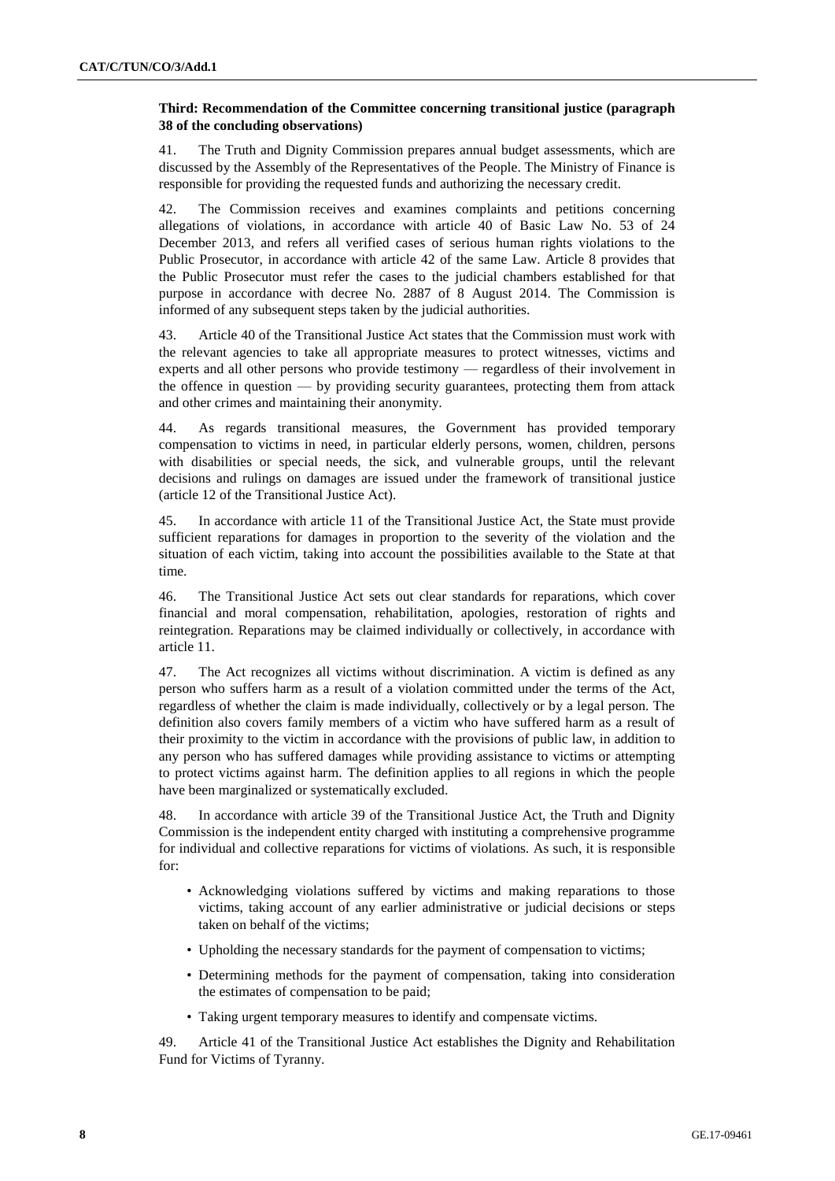**Third: Recommendation of the Committee concerning transitional justice (paragraph 38 of the concluding observations)**

41. The Truth and Dignity Commission prepares annual budget assessments, which are discussed by the Assembly of the Representatives of the People. The Ministry of Finance is responsible for providing the requested funds and authorizing the necessary credit.

42. The Commission receives and examines complaints and petitions concerning allegations of violations, in accordance with article 40 of Basic Law No. 53 of 24 December 2013, and refers all verified cases of serious human rights violations to the Public Prosecutor, in accordance with article 42 of the same Law. Article 8 provides that the Public Prosecutor must refer the cases to the judicial chambers established for that purpose in accordance with decree No. 2887 of 8 August 2014. The Commission is informed of any subsequent steps taken by the judicial authorities.

43. Article 40 of the Transitional Justice Act states that the Commission must work with the relevant agencies to take all appropriate measures to protect witnesses, victims and experts and all other persons who provide testimony — regardless of their involvement in the offence in question — by providing security guarantees, protecting them from attack and other crimes and maintaining their anonymity.

44. As regards transitional measures, the Government has provided temporary compensation to victims in need, in particular elderly persons, women, children, persons with disabilities or special needs, the sick, and vulnerable groups, until the relevant decisions and rulings on damages are issued under the framework of transitional justice (article 12 of the Transitional Justice Act).

45. In accordance with article 11 of the Transitional Justice Act, the State must provide sufficient reparations for damages in proportion to the severity of the violation and the situation of each victim, taking into account the possibilities available to the State at that time.

46. The Transitional Justice Act sets out clear standards for reparations, which cover financial and moral compensation, rehabilitation, apologies, restoration of rights and reintegration. Reparations may be claimed individually or collectively, in accordance with article 11.

47. The Act recognizes all victims without discrimination. A victim is defined as any person who suffers harm as a result of a violation committed under the terms of the Act, regardless of whether the claim is made individually, collectively or by a legal person. The definition also covers family members of a victim who have suffered harm as a result of their proximity to the victim in accordance with the provisions of public law, in addition to any person who has suffered damages while providing assistance to victims or attempting to protect victims against harm. The definition applies to all regions in which the people have been marginalized or systematically excluded.

48. In accordance with article 39 of the Transitional Justice Act, the Truth and Dignity Commission is the independent entity charged with instituting a comprehensive programme for individual and collective reparations for victims of violations. As such, it is responsible for:

- Acknowledging violations suffered by victims and making reparations to those victims, taking account of any earlier administrative or judicial decisions or steps taken on behalf of the victims;
- Upholding the necessary standards for the payment of compensation to victims;
- Determining methods for the payment of compensation, taking into consideration the estimates of compensation to be paid;
- Taking urgent temporary measures to identify and compensate victims.

49. Article 41 of the Transitional Justice Act establishes the Dignity and Rehabilitation Fund for Victims of Tyranny.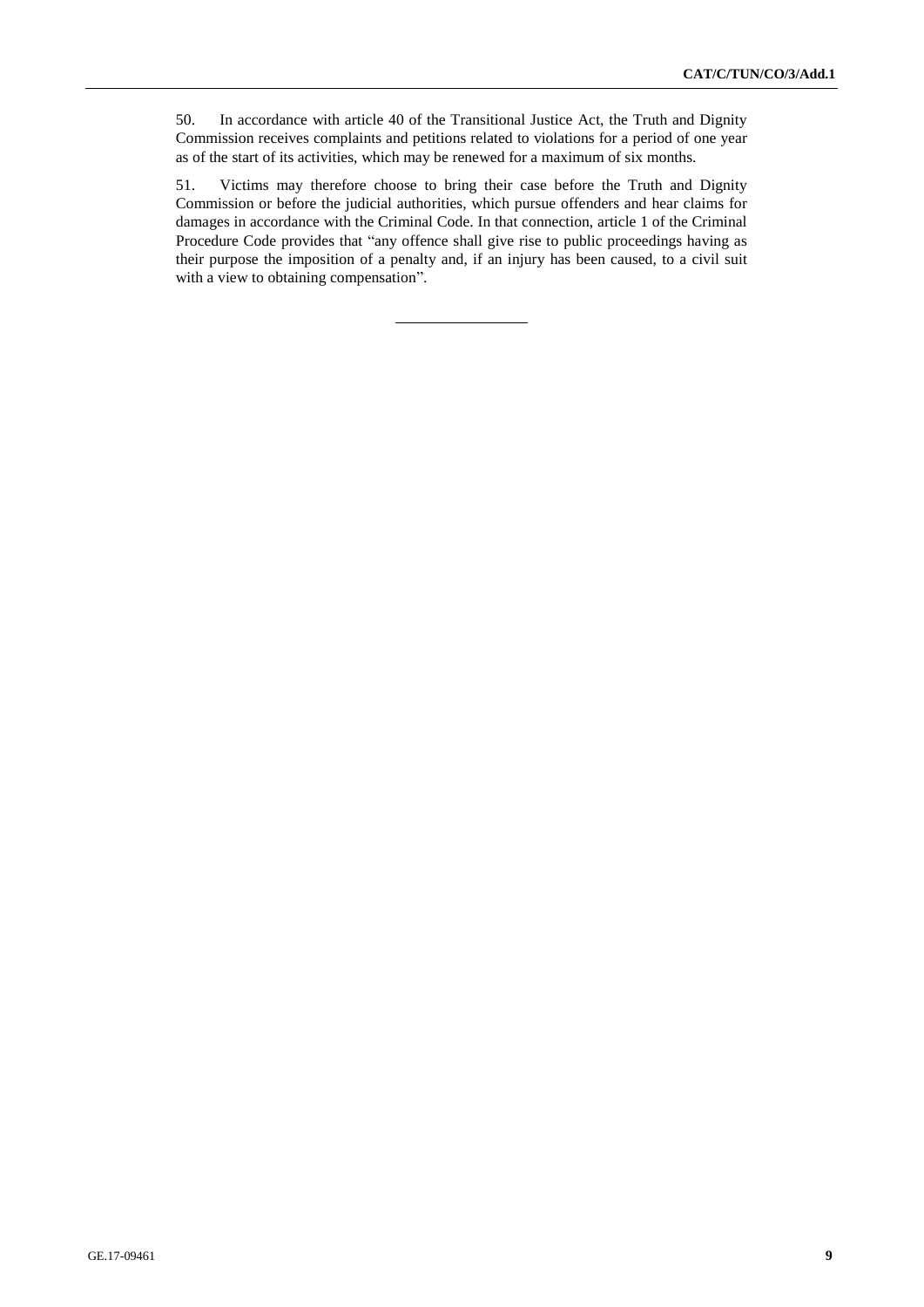50. In accordance with article 40 of the Transitional Justice Act, the Truth and Dignity Commission receives complaints and petitions related to violations for a period of one year as of the start of its activities, which may be renewed for a maximum of six months.

51. Victims may therefore choose to bring their case before the Truth and Dignity Commission or before the judicial authorities, which pursue offenders and hear claims for damages in accordance with the Criminal Code. In that connection, article 1 of the Criminal Procedure Code provides that "any offence shall give rise to public proceedings having as their purpose the imposition of a penalty and, if an injury has been caused, to a civil suit with a view to obtaining compensation".